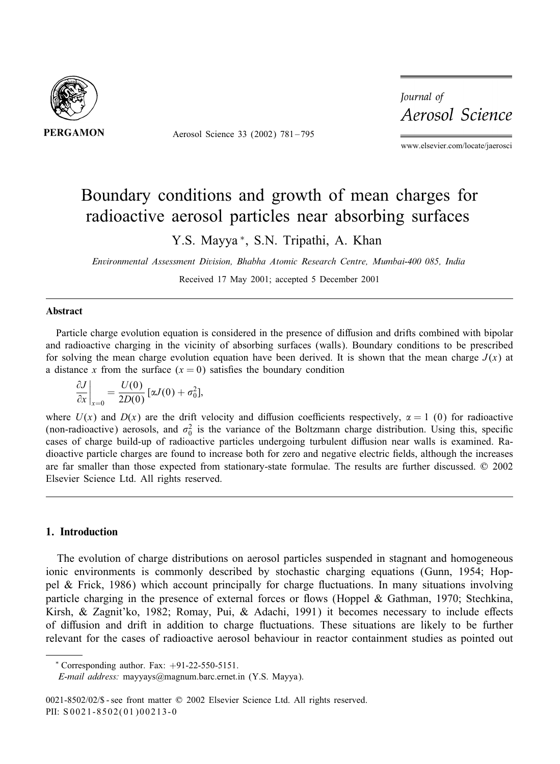# Boundary conditions and growth of mean charges for radioactive aerosol particles near absorbing surfaces

Y.S. Mayya *, S.N. Tripathi, A. Khan

*Environmental Assessment Division, Bhabha Atomic Research Centre, Mumbai-400 085, India*

Received 17 May 2001; accepted 5 December 2001

## Abstract

Particle charge evolution equation is considered in the presence of diffusion and drifts combined with bipolar and radioactive charging in the vicinity of absorbing surfaces (walls). Boundary conditions to be prescribed for solving the mean charge evolution equation have been derived. It is shown that the mean charge $J(x)$ at a distance $x$ from the surface ($x = 0$) satisfies the boundary condition

$$\left.\frac{\partial J}{\partial x}\right|_{x=0} = \frac{U(0)}{2D(0)}\,[\alpha J(0) + \sigma_0^2],$$

where $U(x)$ and $D(x)$ are the drift velocity and diffusion coefficients respectively, $\alpha = 1$ (0) for radioactive (non-radioactive) aerosols, and $\sigma_0^2$ is the variance of the Boltzmann charge distribution. Using this, specific cases of charge build-up of radioactive particles undergoing turbulent diffusion near walls is examined. Radioactive particle charges are found to increase both for zero and negative electric fields, although the increases are far smaller than those expected from stationary-state formulae. The results are further discussed. © 2002 Elsevier Science Ltd. All rights reserved.

## 1. Introduction

The evolution of charge distributions on aerosol particles suspended in stagnant and homogeneous ionic environments is commonly described by stochastic charging equations (Gunn, 1954; Hoppel & Frick, 1986) which account principally for charge fluctuations. In many situations involving particle charging in the presence of external forces or flows (Hoppel & Gathman, 1970; Stechkina, Kirsh, & Zagnit'ko, 1982; Romay, Pui, & Adachi, 1991) it becomes necessary to include effects of diffusion and drift in addition to charge fluctuations. These situations are likely to be further relevant for the cases of radioactive aerosol behaviour in reactor containment studies as pointed out

* Corresponding author. Fax: +91-22-550-5151.
*E-mail address:* mayyays@magnum.barc.ernet.in (Y.S. Mayya).

0021-8502/02/$ - see front matter © 2002 Elsevier Science Ltd. All rights reserved.
PII: S0021-8502(01)00213-0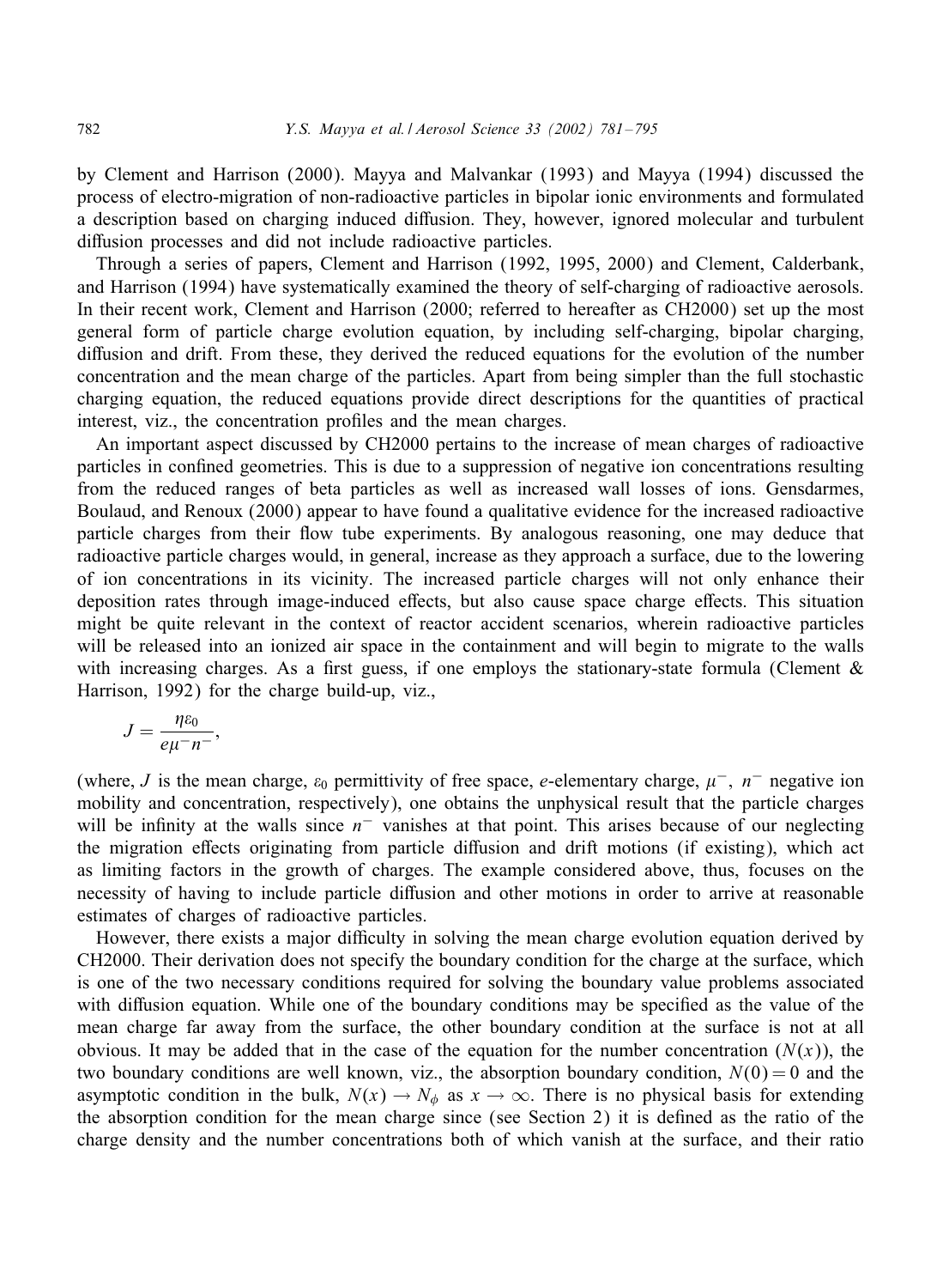by Clement and Harrison (2000). Mayya and Malvankar (1993) and Mayya (1994) discussed the process of electro-migration of non-radioactive particles in bipolar ionic environments and formulated a description based on charging induced diffusion. They, however, ignored molecular and turbulent diffusion processes and did not include radioactive particles.

Through a series of papers, Clement and Harrison (1992, 1995, 2000) and Clement, Calderbank, and Harrison (1994) have systematically examined the theory of self-charging of radioactive aerosols. In their recent work, Clement and Harrison (2000; referred to hereafter as CH2000) set up the most general form of particle charge evolution equation, by including self-charging, bipolar charging, diffusion and drift. From these, they derived the reduced equations for the evolution of the number concentration and the mean charge of the particles. Apart from being simpler than the full stochastic charging equation, the reduced equations provide direct descriptions for the quantities of practical interest, viz., the concentration profiles and the mean charges.

An important aspect discussed by CH2000 pertains to the increase of mean charges of radioactive particles in confined geometries. This is due to a suppression of negative ion concentrations resulting from the reduced ranges of beta particles as well as increased wall losses of ions. Gensdarmes, Boulaud, and Renoux (2000) appear to have found a qualitative evidence for the increased radioactive particle charges from their flow tube experiments. By analogous reasoning, one may deduce that radioactive particle charges would, in general, increase as they approach a surface, due to the lowering of ion concentrations in its vicinity. The increased particle charges will not only enhance their deposition rates through image-induced effects, but also cause space charge effects. This situation might be quite relevant in the context of reactor accident scenarios, wherein radioactive particles will be released into an ionized air space in the containment and will begin to migrate to the walls with increasing charges. As a first guess, if one employs the stationary-state formula (Clement & Harrison, 1992) for the charge build-up, viz.,

$$J = \frac{\eta\varepsilon_0}{e\mu^- n^-},$$

(where, $J$ is the mean charge, $\varepsilon_0$ permittivity of free space, $e$-elementary charge, $\mu^-$, $n^-$ negative ion mobility and concentration, respectively), one obtains the unphysical result that the particle charges will be infinity at the walls since $n^-$ vanishes at that point. This arises because of our neglecting the migration effects originating from particle diffusion and drift motions (if existing), which act as limiting factors in the growth of charges. The example considered above, thus, focuses on the necessity of having to include particle diffusion and other motions in order to arrive at reasonable estimates of charges of radioactive particles.

However, there exists a major difficulty in solving the mean charge evolution equation derived by CH2000. Their derivation does not specify the boundary condition for the charge at the surface, which is one of the two necessary conditions required for solving the boundary value problems associated with diffusion equation. While one of the boundary conditions may be specified as the value of the mean charge far away from the surface, the other boundary condition at the surface is not at all obvious. It may be added that in the case of the equation for the number concentration ($N(x)$), the two boundary conditions are well known, viz., the absorption boundary condition, $N(0) = 0$ and the asymptotic condition in the bulk, $N(x) \to N_\phi$ as $x \to \infty$. There is no physical basis for extending the absorption condition for the mean charge since (see Section 2) it is defined as the ratio of the charge density and the number concentrations both of which vanish at the surface, and their ratio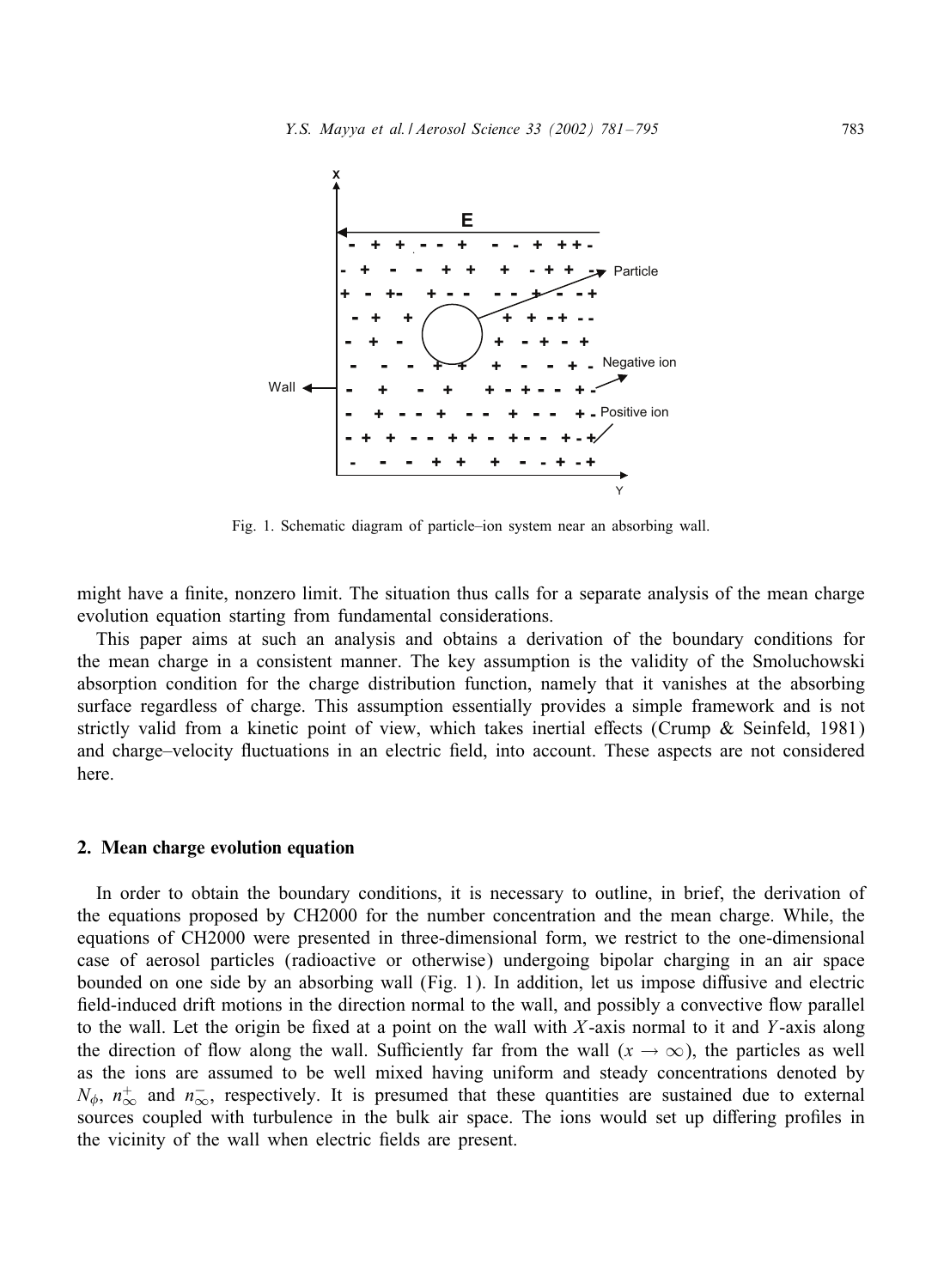Fig. 1. Schematic diagram of particle–ion system near an absorbing wall.

might have a finite, nonzero limit. The situation thus calls for a separate analysis of the mean charge evolution equation starting from fundamental considerations.

This paper aims at such an analysis and obtains a derivation of the boundary conditions for the mean charge in a consistent manner. The key assumption is the validity of the Smoluchowski absorption condition for the charge distribution function, namely that it vanishes at the absorbing surface regardless of charge. This assumption essentially provides a simple framework and is not strictly valid from a kinetic point of view, which takes inertial effects (Crump & Seinfeld, 1981) and charge–velocity fluctuations in an electric field, into account. These aspects are not considered here.

## 2. Mean charge evolution equation

In order to obtain the boundary conditions, it is necessary to outline, in brief, the derivation of the equations proposed by CH2000 for the number concentration and the mean charge. While, the equations of CH2000 were presented in three-dimensional form, we restrict to the one-dimensional case of aerosol particles (radioactive or otherwise) undergoing bipolar charging in an air space bounded on one side by an absorbing wall (Fig. 1). In addition, let us impose diffusive and electric field-induced drift motions in the direction normal to the wall, and possibly a convective flow parallel to the wall. Let the origin be fixed at a point on the wall with $X$-axis normal to it and $Y$-axis along the direction of flow along the wall. Sufficiently far from the wall ($x \to \infty$), the particles as well as the ions are assumed to be well mixed having uniform and steady concentrations denoted by $N_\phi$, $n_\infty^+$ and $n_\infty^-$, respectively. It is presumed that these quantities are sustained due to external sources coupled with turbulence in the bulk air space. The ions would set up differing profiles in the vicinity of the wall when electric fields are present.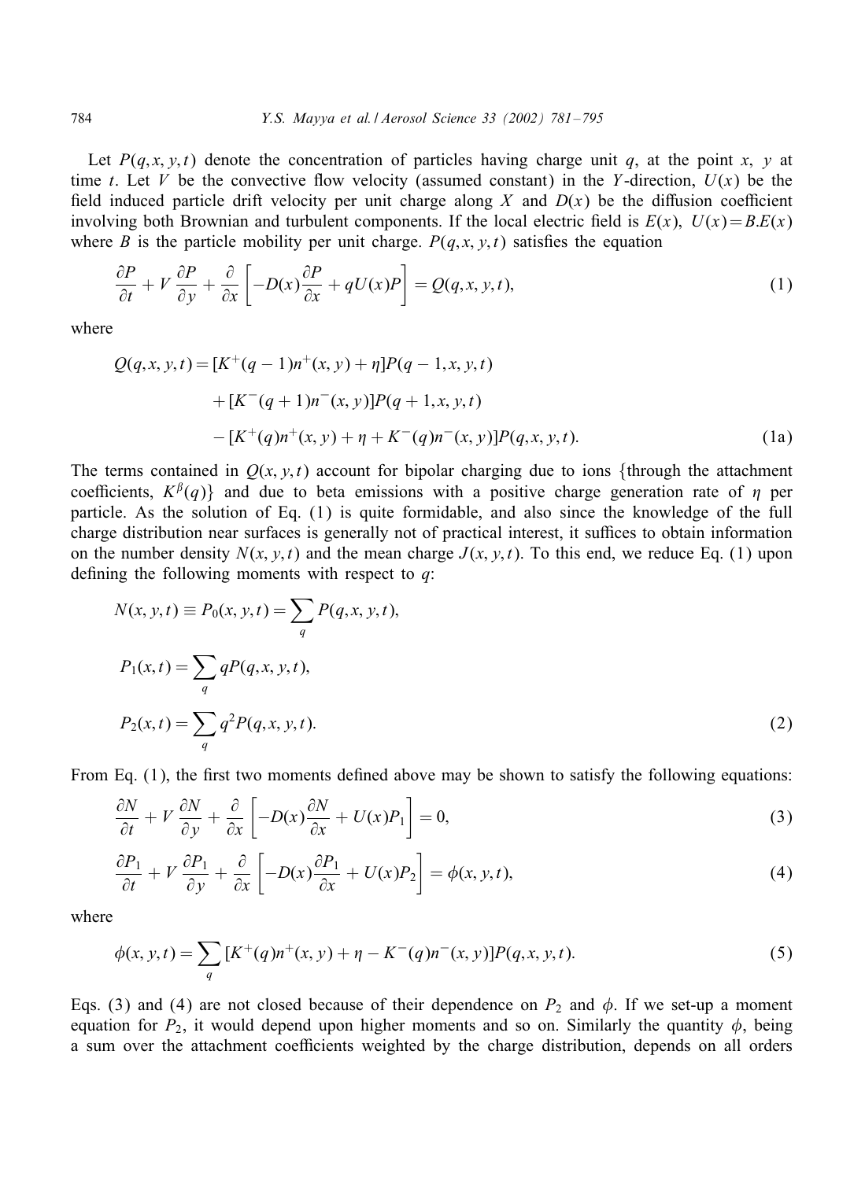Let $P(q, x, y, t)$ denote the concentration of particles having charge unit $q$, at the point $x$, $y$ at time $t$. Let $V$ be the convective flow velocity (assumed constant) in the $Y$-direction, $U(x)$ be the field induced particle drift velocity per unit charge along $X$ and $D(x)$ be the diffusion coefficient involving both Brownian and turbulent components. If the local electric field is $E(x)$, $U(x) = B.E(x)$ where $B$ is the particle mobility per unit charge. $P(q, x, y, t)$ satisfies the equation

$$\frac{\partial P}{\partial t} + V\frac{\partial P}{\partial y} + \frac{\partial}{\partial x}\left[-D(x)\frac{\partial P}{\partial x} + qU(x)P\right] = Q(q, x, y, t), \tag{1}$$

where

$$\begin{aligned}
Q(q, x, y, t) = {} & [K^{+}(q-1)n^{+}(x, y) + \eta]P(q-1, x, y, t) \\
& + [K^{-}(q+1)n^{-}(x, y)]P(q+1, x, y, t) \\
& - [K^{+}(q)n^{+}(x, y) + \eta + K^{-}(q)n^{-}(x, y)]P(q, x, y, t).
\end{aligned} \tag{1a}$$

The terms contained in $Q(x, y, t)$ account for bipolar charging due to ions {through the attachment coefficients, $K^{\beta}(q)$} and due to beta emissions with a positive charge generation rate of $\eta$ per particle. As the solution of Eq. (1) is quite formidable, and also since the knowledge of the full charge distribution near surfaces is generally not of practical interest, it suffices to obtain information on the number density $N(x, y, t)$ and the mean charge $J(x, y, t)$. To this end, we reduce Eq. (1) upon defining the following moments with respect to $q$:

$$\begin{aligned}
N(x, y, t) &\equiv P_0(x, y, t) = \sum_q P(q, x, y, t), \\
P_1(x, t) &= \sum_q qP(q, x, y, t), \\
P_2(x, t) &= \sum_q q^2 P(q, x, y, t).
\end{aligned} \tag{2}$$

From Eq. (1), the first two moments defined above may be shown to satisfy the following equations:

$$\frac{\partial N}{\partial t} + V\frac{\partial N}{\partial y} + \frac{\partial}{\partial x}\left[-D(x)\frac{\partial N}{\partial x} + U(x)P_1\right] = 0, \tag{3}$$

$$\frac{\partial P_1}{\partial t} + V\frac{\partial P_1}{\partial y} + \frac{\partial}{\partial x}\left[-D(x)\frac{\partial P_1}{\partial x} + U(x)P_2\right] = \phi(x, y, t), \tag{4}$$

where

$$\phi(x, y, t) = \sum_q [K^{+}(q)n^{+}(x, y) + \eta - K^{-}(q)n^{-}(x, y)]P(q, x, y, t). \tag{5}$$

Eqs. (3) and (4) are not closed because of their dependence on $P_2$ and $\phi$. If we set-up a moment equation for $P_2$, it would depend upon higher moments and so on. Similarly the quantity $\phi$, being a sum over the attachment coefficients weighted by the charge distribution, depends on all orders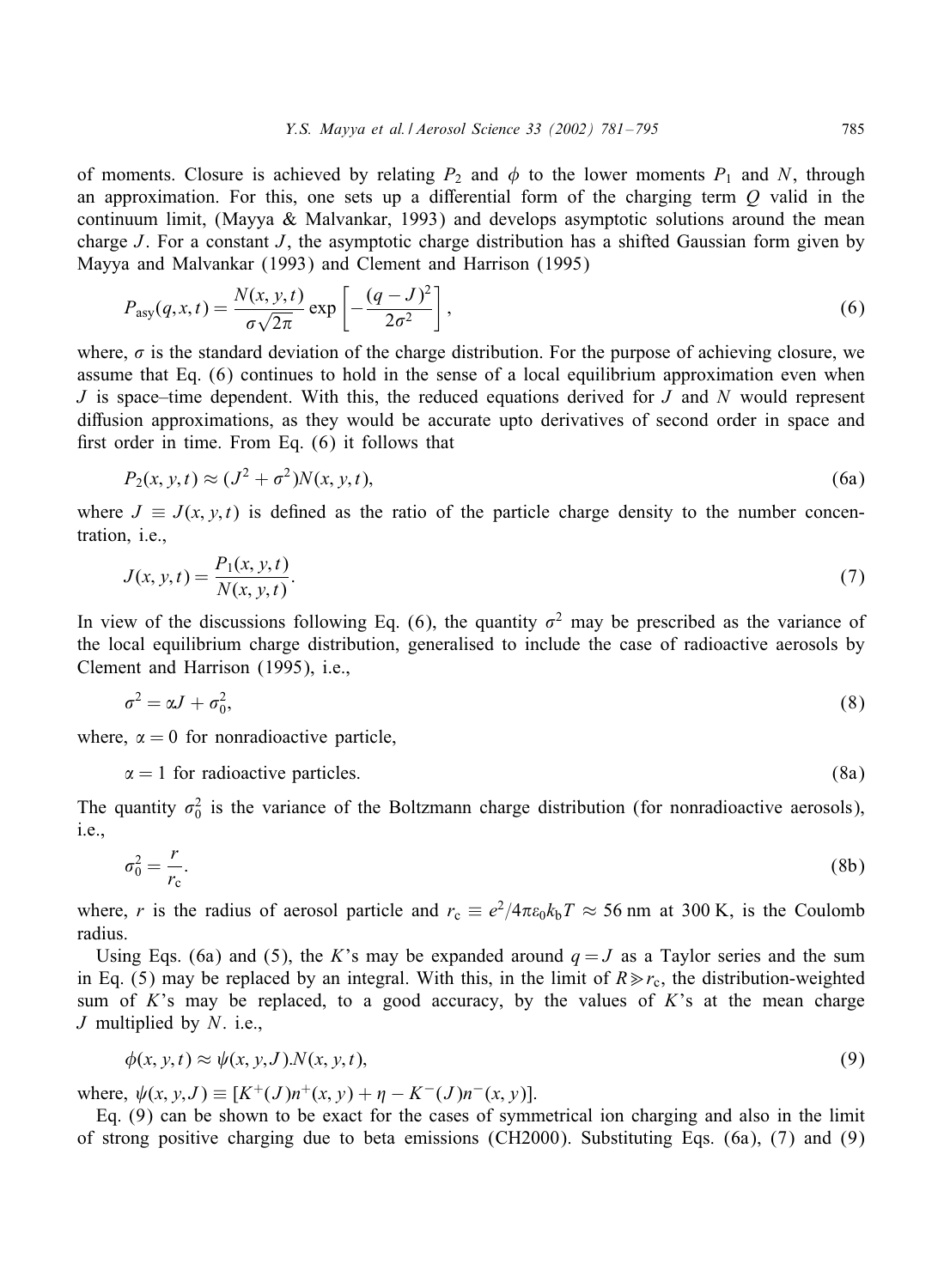of moments. Closure is achieved by relating $P_2$ and $\phi$ to the lower moments $P_1$ and $N$, through an approximation. For this, one sets up a differential form of the charging term $Q$ valid in the continuum limit, (Mayya & Malvankar, 1993) and develops asymptotic solutions around the mean charge $J$. For a constant $J$, the asymptotic charge distribution has a shifted Gaussian form given by Mayya and Malvankar (1993) and Clement and Harrison (1995)

$$P_{\text{asy}}(q,x,t) = \frac{N(x,y,t)}{\sigma\sqrt{2\pi}} \exp\left[-\frac{(q-J)^2}{2\sigma^2}\right], \tag{6}$$

where, $\sigma$ is the standard deviation of the charge distribution. For the purpose of achieving closure, we assume that Eq. (6) continues to hold in the sense of a local equilibrium approximation even when $J$ is space–time dependent. With this, the reduced equations derived for $J$ and $N$ would represent diffusion approximations, as they would be accurate upto derivatives of second order in space and first order in time. From Eq. (6) it follows that

$$P_2(x,y,t) \approx (J^2 + \sigma^2)N(x,y,t), \tag{6a}$$

where $J \equiv J(x,y,t)$ is defined as the ratio of the particle charge density to the number concentration, i.e.,

$$J(x,y,t) = \frac{P_1(x,y,t)}{N(x,y,t)}. \tag{7}$$

In view of the discussions following Eq. (6), the quantity $\sigma^2$ may be prescribed as the variance of the local equilibrium charge distribution, generalised to include the case of radioactive aerosols by Clement and Harrison (1995), i.e.,

$$\sigma^2 = \alpha J + \sigma_0^2, \tag{8}$$

where, $\alpha = 0$ for nonradioactive particle,

$$\alpha = 1 \text{ for radioactive particles.} \tag{8a}$$

The quantity $\sigma_0^2$ is the variance of the Boltzmann charge distribution (for nonradioactive aerosols), i.e.,

$$\sigma_0^2 = \frac{r}{r_c}. \tag{8b}$$

where, $r$ is the radius of aerosol particle and $r_c \equiv e^2/4\pi\varepsilon_0 k_b T \approx 56$ nm at 300 K, is the Coulomb radius.

Using Eqs. (6a) and (5), the $K$'s may be expanded around $q = J$ as a Taylor series and the sum in Eq. (5) may be replaced by an integral. With this, in the limit of $R \gg r_c$, the distribution-weighted sum of $K$'s may be replaced, to a good accuracy, by the values of $K$'s at the mean charge $J$ multiplied by $N$. i.e.,

$$\phi(x,y,t) \approx \psi(x,y,J).N(x,y,t), \tag{9}$$

where, $\psi(x,y,J) \equiv [K^+(J)n^+(x,y) + \eta - K^-(J)n^-(x,y)]$.

Eq. (9) can be shown to be exact for the cases of symmetrical ion charging and also in the limit of strong positive charging due to beta emissions (CH2000). Substituting Eqs. (6a), (7) and (9)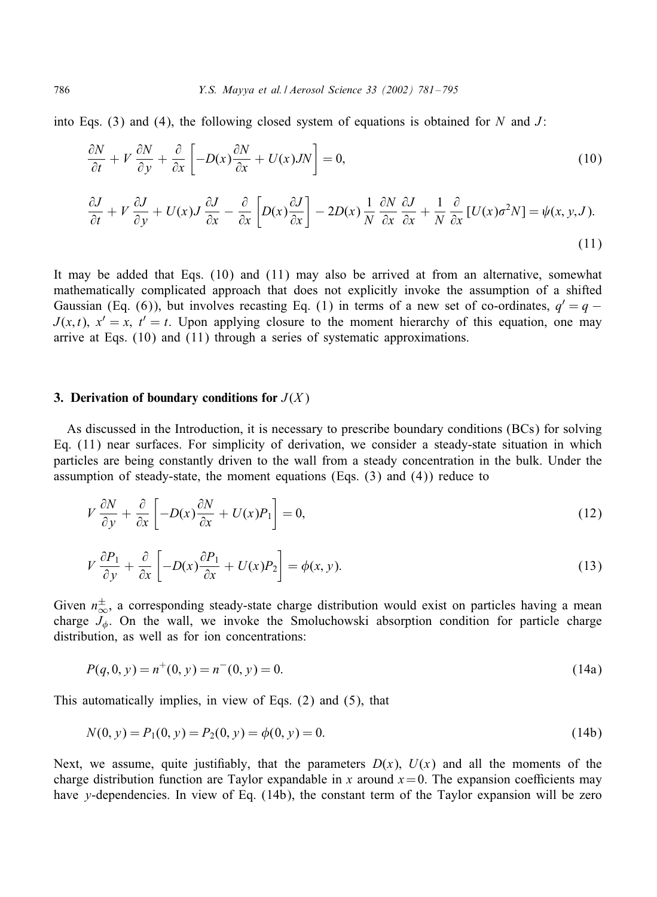into Eqs. (3) and (4), the following closed system of equations is obtained for $N$ and $J$:

$$\frac{\partial N}{\partial t} + V\frac{\partial N}{\partial y} + \frac{\partial}{\partial x}\left[-D(x)\frac{\partial N}{\partial x} + U(x)JN\right] = 0, \tag{10}$$

$$\frac{\partial J}{\partial t} + V\frac{\partial J}{\partial y} + U(x)J\frac{\partial J}{\partial x} - \frac{\partial}{\partial x}\left[D(x)\frac{\partial J}{\partial x}\right] - 2D(x)\frac{1}{N}\frac{\partial N}{\partial x}\frac{\partial J}{\partial x} + \frac{1}{N}\frac{\partial}{\partial x}[U(x)\sigma^2 N] = \psi(x, y, J). \tag{11}$$

It may be added that Eqs. (10) and (11) may also be arrived at from an alternative, somewhat mathematically complicated approach that does not explicitly invoke the assumption of a shifted Gaussian (Eq. (6)), but involves recasting Eq. (1) in terms of a new set of co-ordinates, $q' = q - J(x, t)$, $x' = x$, $t' = t$. Upon applying closure to the moment hierarchy of this equation, one may arrive at Eqs. (10) and (11) through a series of systematic approximations.

## 3. Derivation of boundary conditions for $J(X)$

As discussed in the Introduction, it is necessary to prescribe boundary conditions (BCs) for solving Eq. (11) near surfaces. For simplicity of derivation, we consider a steady-state situation in which particles are being constantly driven to the wall from a steady concentration in the bulk. Under the assumption of steady-state, the moment equations (Eqs. (3) and (4)) reduce to

$$V\frac{\partial N}{\partial y} + \frac{\partial}{\partial x}\left[-D(x)\frac{\partial N}{\partial x} + U(x)P_1\right] = 0, \tag{12}$$

$$V\frac{\partial P_1}{\partial y} + \frac{\partial}{\partial x}\left[-D(x)\frac{\partial P_1}{\partial x} + U(x)P_2\right] = \phi(x, y). \tag{13}$$

Given $n_\infty^\pm$, a corresponding steady-state charge distribution would exist on particles having a mean charge $J_\phi$. On the wall, we invoke the Smoluchowski absorption condition for particle charge distribution, as well as for ion concentrations:

$$P(q, 0, y) = n^+(0, y) = n^-(0, y) = 0. \tag{14a}$$

This automatically implies, in view of Eqs. (2) and (5), that

$$N(0, y) = P_1(0, y) = P_2(0, y) = \phi(0, y) = 0. \tag{14b}$$

Next, we assume, quite justifiably, that the parameters $D(x)$, $U(x)$ and all the moments of the charge distribution function are Taylor expandable in $x$ around $x = 0$. The expansion coefficients may have $y$-dependencies. In view of Eq. (14b), the constant term of the Taylor expansion will be zero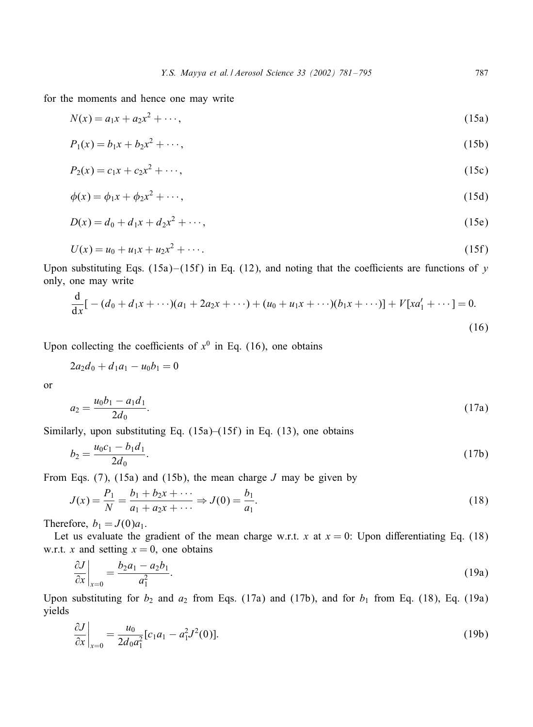for the moments and hence one may write

$$N(x) = a_1 x + a_2 x^2 + \cdots, \tag{15a}$$

$$P_1(x) = b_1 x + b_2 x^2 + \cdots, \tag{15b}$$

$$P_2(x) = c_1 x + c_2 x^2 + \cdots, \tag{15c}$$

$$\phi(x) = \phi_1 x + \phi_2 x^2 + \cdots, \tag{15d}$$

$$D(x) = d_0 + d_1 x + d_2 x^2 + \cdots, \tag{15e}$$

$$U(x) = u_0 + u_1 x + u_2 x^2 + \cdots. \tag{15f}$$

Upon substituting Eqs. (15a)–(15f) in Eq. (12), and noting that the coefficients are functions of $y$ only, one may write

$$\frac{\mathrm{d}}{\mathrm{d}x}[-(d_0 + d_1 x + \cdots)(a_1 + 2a_2 x + \cdots) + (u_0 + u_1 x + \cdots)(b_1 x + \cdots)] + V[x a_1' + \cdots] = 0. \tag{16}$$

Upon collecting the coefficients of $x^0$ in Eq. (16), one obtains

$$2a_2 d_0 + d_1 a_1 - u_0 b_1 = 0$$

or

$$a_2 = \frac{u_0 b_1 - a_1 d_1}{2d_0}. \tag{17a}$$

Similarly, upon substituting Eq. (15a)–(15f) in Eq. (13), one obtains

$$b_2 = \frac{u_0 c_1 - b_1 d_1}{2d_0}. \tag{17b}$$

From Eqs. (7), (15a) and (15b), the mean charge $J$ may be given by

$$J(x) = \frac{P_1}{N} = \frac{b_1 + b_2 x + \cdots}{a_1 + a_2 x + \cdots} \Rightarrow J(0) = \frac{b_1}{a_1}. \tag{18}$$

Therefore, $b_1 = J(0)a_1$.

Let us evaluate the gradient of the mean charge w.r.t. $x$ at $x = 0$: Upon differentiating Eq. (18) w.r.t. $x$ and setting $x = 0$, one obtains

$$\left.\frac{\partial J}{\partial x}\right|_{x=0} = \frac{b_2 a_1 - a_2 b_1}{a_1^2}. \tag{19a}$$

Upon substituting for $b_2$ and $a_2$ from Eqs. (17a) and (17b), and for $b_1$ from Eq. (18), Eq. (19a) yields

$$\left.\frac{\partial J}{\partial x}\right|_{x=0} = \frac{u_0}{2d_0 a_1^2}[c_1 a_1 - a_1^2 J^2(0)]. \tag{19b}$$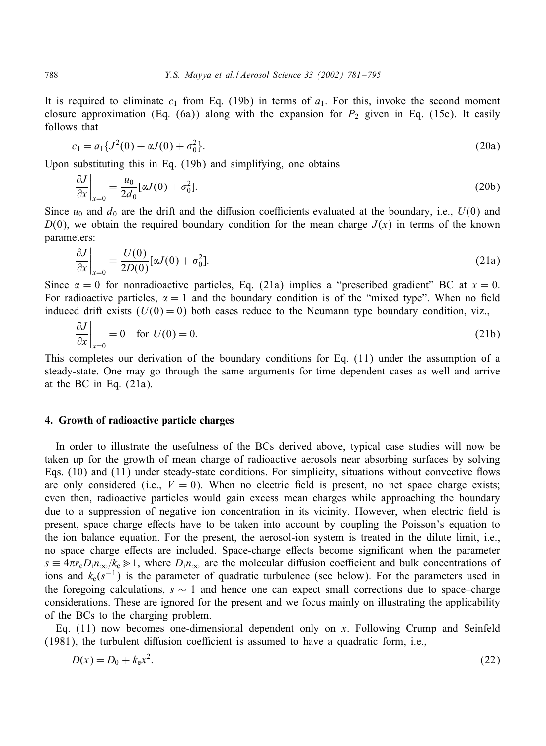It is required to eliminate $c_1$ from Eq. (19b) in terms of $a_1$. For this, invoke the second moment closure approximation (Eq. (6a)) along with the expansion for $P_2$ given in Eq. (15c). It easily follows that

$$c_1 = a_1\{J^2(0) + \alpha J(0) + \sigma_0^2\}. \tag{20a}$$

Upon substituting this in Eq. (19b) and simplifying, one obtains

$$\left.\frac{\partial J}{\partial x}\right|_{x=0} = \frac{u_0}{2d_0}[\alpha J(0) + \sigma_0^2]. \tag{20b}$$

Since $u_0$ and $d_0$ are the drift and the diffusion coefficients evaluated at the boundary, i.e., $U(0)$ and $D(0)$, we obtain the required boundary condition for the mean charge $J(x)$ in terms of the known parameters:

$$\left.\frac{\partial J}{\partial x}\right|_{x=0} = \frac{U(0)}{2D(0)}[\alpha J(0) + \sigma_0^2]. \tag{21a}$$

Since $\alpha = 0$ for nonradioactive particles, Eq. (21a) implies a "prescribed gradient" BC at $x = 0$. For radioactive particles, $\alpha = 1$ and the boundary condition is of the "mixed type". When no field induced drift exists ($U(0) = 0$) both cases reduce to the Neumann type boundary condition, viz.,

$$\left.\frac{\partial J}{\partial x}\right|_{x=0} = 0 \quad \text{for } U(0) = 0. \tag{21b}$$

This completes our derivation of the boundary conditions for Eq. (11) under the assumption of a steady-state. One may go through the same arguments for time dependent cases as well and arrive at the BC in Eq. (21a).

## 4. Growth of radioactive particle charges

In order to illustrate the usefulness of the BCs derived above, typical case studies will now be taken up for the growth of mean charge of radioactive aerosols near absorbing surfaces by solving Eqs. (10) and (11) under steady-state conditions. For simplicity, situations without convective flows are only considered (i.e., $V = 0$). When no electric field is present, no net space charge exists; even then, radioactive particles would gain excess mean charges while approaching the boundary due to a suppression of negative ion concentration in its vicinity. However, when electric field is present, space charge effects have to be taken into account by coupling the Poisson's equation to the ion balance equation. For the present, the aerosol-ion system is treated in the dilute limit, i.e., no space charge effects are included. Space-charge effects become significant when the parameter $s \equiv 4\pi r_c D_i n_\infty / k_e \gg 1$, where $D_i n_\infty$ are the molecular diffusion coefficient and bulk concentrations of ions and $k_e(s^{-1})$ is the parameter of quadratic turbulence (see below). For the parameters used in the foregoing calculations, $s \sim 1$ and hence one can expect small corrections due to space–charge considerations. These are ignored for the present and we focus mainly on illustrating the applicability of the BCs to the charging problem.

Eq. (11) now becomes one-dimensional dependent only on $x$. Following Crump and Seinfeld (1981), the turbulent diffusion coefficient is assumed to have a quadratic form, i.e.,

$$D(x) = D_0 + k_e x^2. \tag{22}$$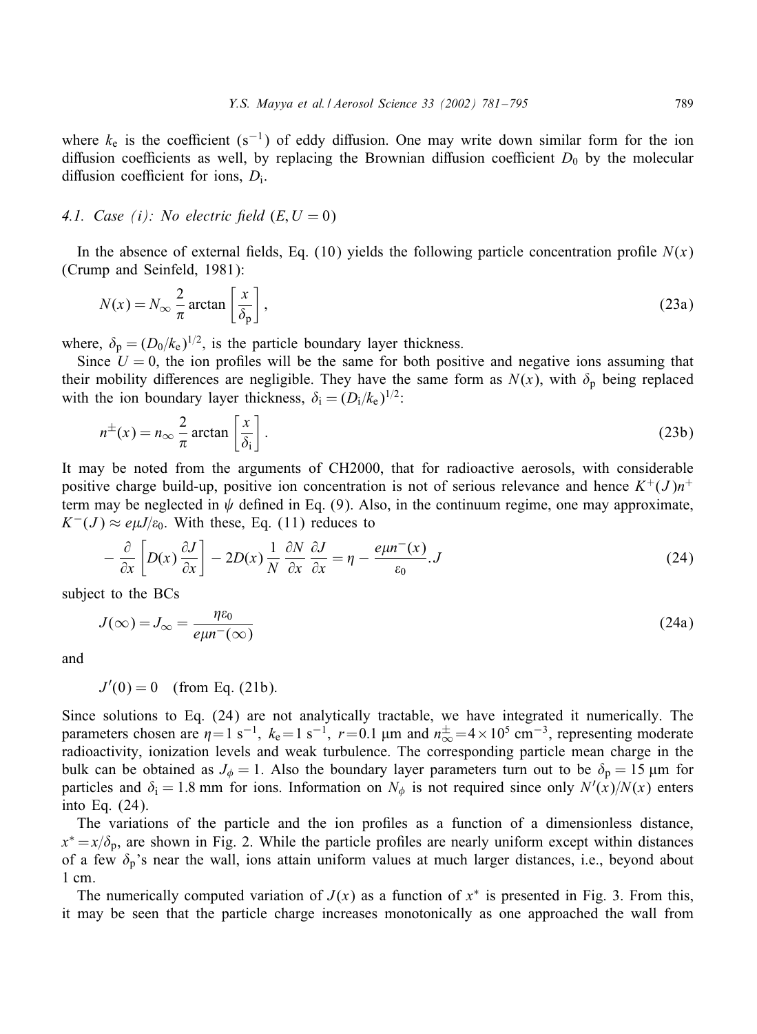where $k_e$ is the coefficient ($s^{-1}$) of eddy diffusion. One may write down similar form for the ion diffusion coefficients as well, by replacing the Brownian diffusion coefficient $D_0$ by the molecular diffusion coefficient for ions, $D_i$.

### 4.1. Case (i): No electric field ($E, U = 0$)

In the absence of external fields, Eq. (10) yields the following particle concentration profile $N(x)$ (Crump and Seinfeld, 1981):

$$N(x) = N_\infty \frac{2}{\pi} \arctan\left[\frac{x}{\delta_p}\right], \tag{23a}$$

where, $\delta_p = (D_0/k_e)^{1/2}$, is the particle boundary layer thickness.

Since $U = 0$, the ion profiles will be the same for both positive and negative ions assuming that their mobility differences are negligible. They have the same form as $N(x)$, with $\delta_p$ being replaced with the ion boundary layer thickness, $\delta_i = (D_i/k_e)^{1/2}$:

$$n^\pm(x) = n_\infty \frac{2}{\pi} \arctan\left[\frac{x}{\delta_i}\right]. \tag{23b}$$

It may be noted from the arguments of CH2000, that for radioactive aerosols, with considerable positive charge build-up, positive ion concentration is not of serious relevance and hence $K^+(J)n^+$ term may be neglected in $\psi$ defined in Eq. (9). Also, in the continuum regime, one may approximate, $K^-(J) \approx e\mu J/\varepsilon_0$. With these, Eq. (11) reduces to

$$-\frac{\partial}{\partial x}\left[D(x)\frac{\partial J}{\partial x}\right] - 2D(x)\frac{1}{N}\frac{\partial N}{\partial x}\frac{\partial J}{\partial x} = \eta - \frac{e\mu n^-(x)}{\varepsilon_0}.J \tag{24}$$

subject to the BCs

$$J(\infty) = J_\infty = \frac{\eta\varepsilon_0}{e\mu n^-(\infty)} \tag{24a}$$

and

$J'(0) = 0$ (from Eq. (21b).

Since solutions to Eq. (24) are not analytically tractable, we have integrated it numerically. The parameters chosen are $\eta = 1\ s^{-1}$, $k_e = 1\ s^{-1}$, $r = 0.1\ \mu m$ and $n_\infty^\pm = 4 \times 10^5\ cm^{-3}$, representing moderate radioactivity, ionization levels and weak turbulence. The corresponding particle mean charge in the bulk can be obtained as $J_\phi = 1$. Also the boundary layer parameters turn out to be $\delta_p = 15\ \mu m$ for particles and $\delta_i = 1.8\ mm$ for ions. Information on $N_\phi$ is not required since only $N'(x)/N(x)$ enters into Eq. (24).

The variations of the particle and the ion profiles as a function of a dimensionless distance, $x^* = x/\delta_p$, are shown in Fig. 2. While the particle profiles are nearly uniform except within distances of a few $\delta_p$'s near the wall, ions attain uniform values at much larger distances, i.e., beyond about 1 cm.

The numerically computed variation of $J(x)$ as a function of $x^*$ is presented in Fig. 3. From this, it may be seen that the particle charge increases monotonically as one approached the wall from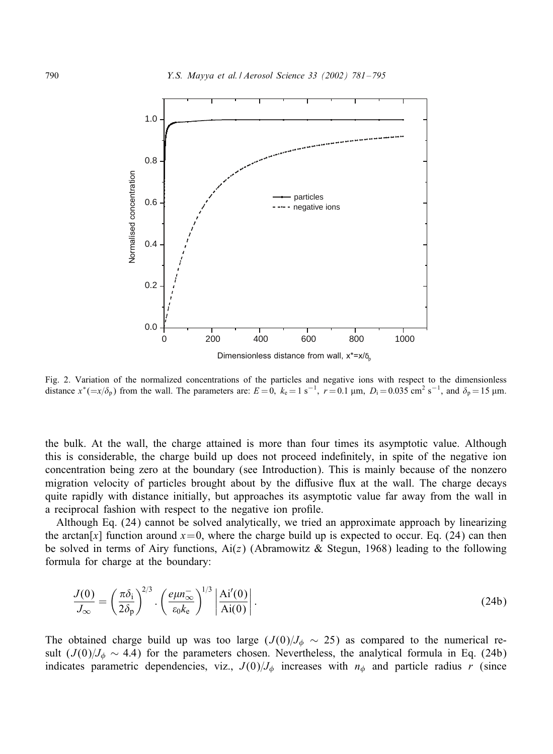Fig. 2. Variation of the normalized concentrations of the particles and negative ions with respect to the dimensionless distance $x^*(=x/\delta_p)$ from the wall. The parameters are: $E=0$, $k_e=1\ \mathrm{s}^{-1}$, $r=0.1\ \mu\mathrm{m}$, $D_i=0.035\ \mathrm{cm}^2\ \mathrm{s}^{-1}$, and $\delta_p=15\ \mu\mathrm{m}$.

the bulk. At the wall, the charge attained is more than four times its asymptotic value. Although this is considerable, the charge build up does not proceed indefinitely, in spite of the negative ion concentration being zero at the boundary (see Introduction). This is mainly because of the nonzero migration velocity of particles brought about by the diffusive flux at the wall. The charge decays quite rapidly with distance initially, but approaches its asymptotic value far away from the wall in a reciprocal fashion with respect to the negative ion profile.

Although Eq. (24) cannot be solved analytically, we tried an approximate approach by linearizing the arctan[$x$] function around $x=0$, where the charge build up is expected to occur. Eq. (24) can then be solved in terms of Airy functions, $\mathrm{Ai}(z)$ (Abramowitz & Stegun, 1968) leading to the following formula for charge at the boundary:

$$\frac{J(0)}{J_\infty} = \left(\frac{\pi\delta_i}{2\delta_p}\right)^{2/3} \cdot \left(\frac{e\mu n_\infty^-}{\varepsilon_0 k_e}\right)^{1/3} \left|\frac{\mathrm{Ai}'(0)}{\mathrm{Ai}(0)}\right|. \tag{24b}$$

The obtained charge build up was too large ($J(0)/J_\phi \sim 25$) as compared to the numerical result ($J(0)/J_\phi \sim 4.4$) for the parameters chosen. Nevertheless, the analytical formula in Eq. (24b) indicates parametric dependencies, viz., $J(0)/J_\phi$ increases with $n_\phi$ and particle radius $r$ (since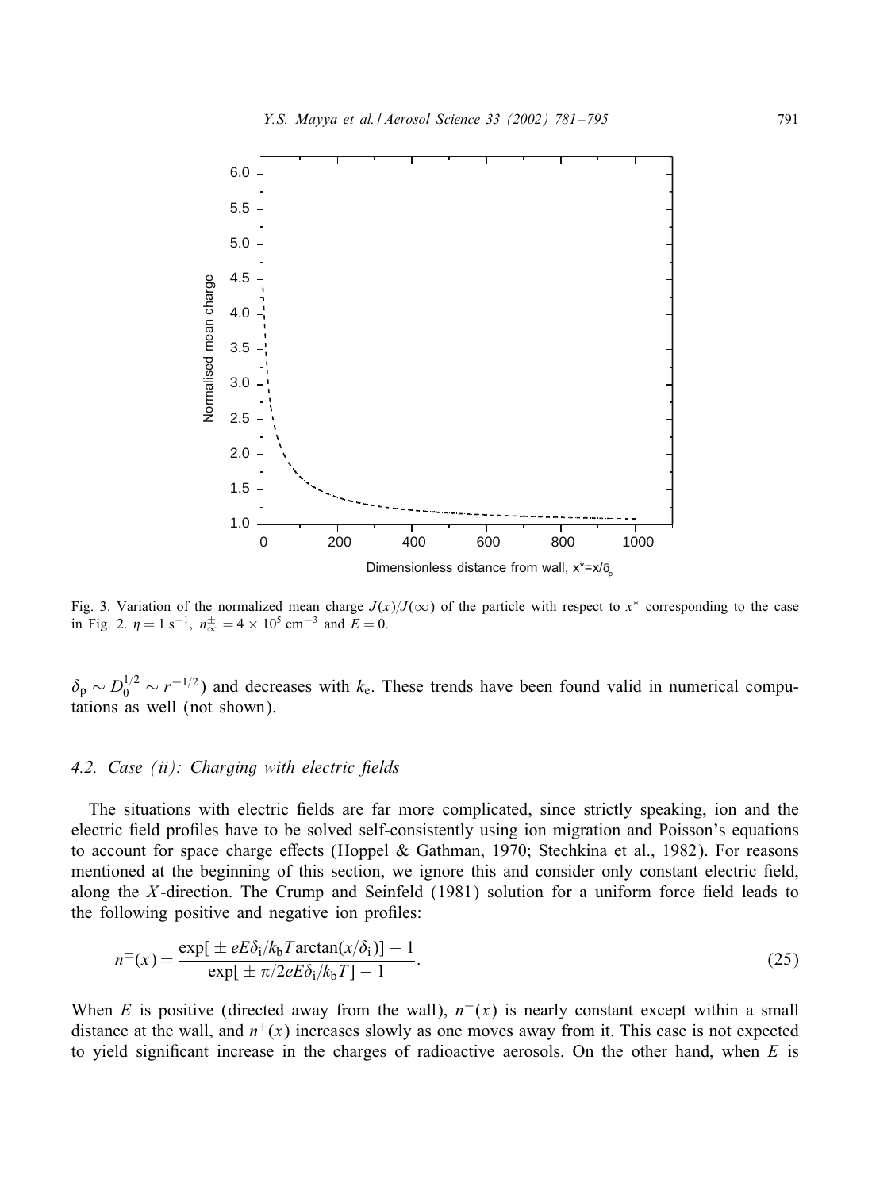Fig. 3. Variation of the normalized mean charge $J(x)/J(\infty)$ of the particle with respect to $x^*$ corresponding to the case in Fig. 2. $\eta = 1\ \text{s}^{-1}$, $n_\infty^\pm = 4 \times 10^5\ \text{cm}^{-3}$ and $E = 0$.

$\delta_p \sim D_0^{1/2} \sim r^{-1/2}$) and decreases with $k_e$. These trends have been found valid in numerical computations as well (not shown).

### 4.2. Case (ii): Charging with electric fields

The situations with electric fields are far more complicated, since strictly speaking, ion and the electric field profiles have to be solved self-consistently using ion migration and Poisson's equations to account for space charge effects (Hoppel & Gathman, 1970; Stechkina et al., 1982). For reasons mentioned at the beginning of this section, we ignore this and consider only constant electric field, along the $X$-direction. The Crump and Seinfeld (1981) solution for a uniform force field leads to the following positive and negative ion profiles:

$$n^\pm(x) = \frac{\exp[\pm eE\delta_i/k_b T \arctan(x/\delta_i)] - 1}{\exp[\pm \pi/2eE\delta_i/k_b T] - 1}. \tag{25}$$

When $E$ is positive (directed away from the wall), $n^-(x)$ is nearly constant except within a small distance at the wall, and $n^+(x)$ increases slowly as one moves away from it. This case is not expected to yield significant increase in the charges of radioactive aerosols. On the other hand, when $E$ is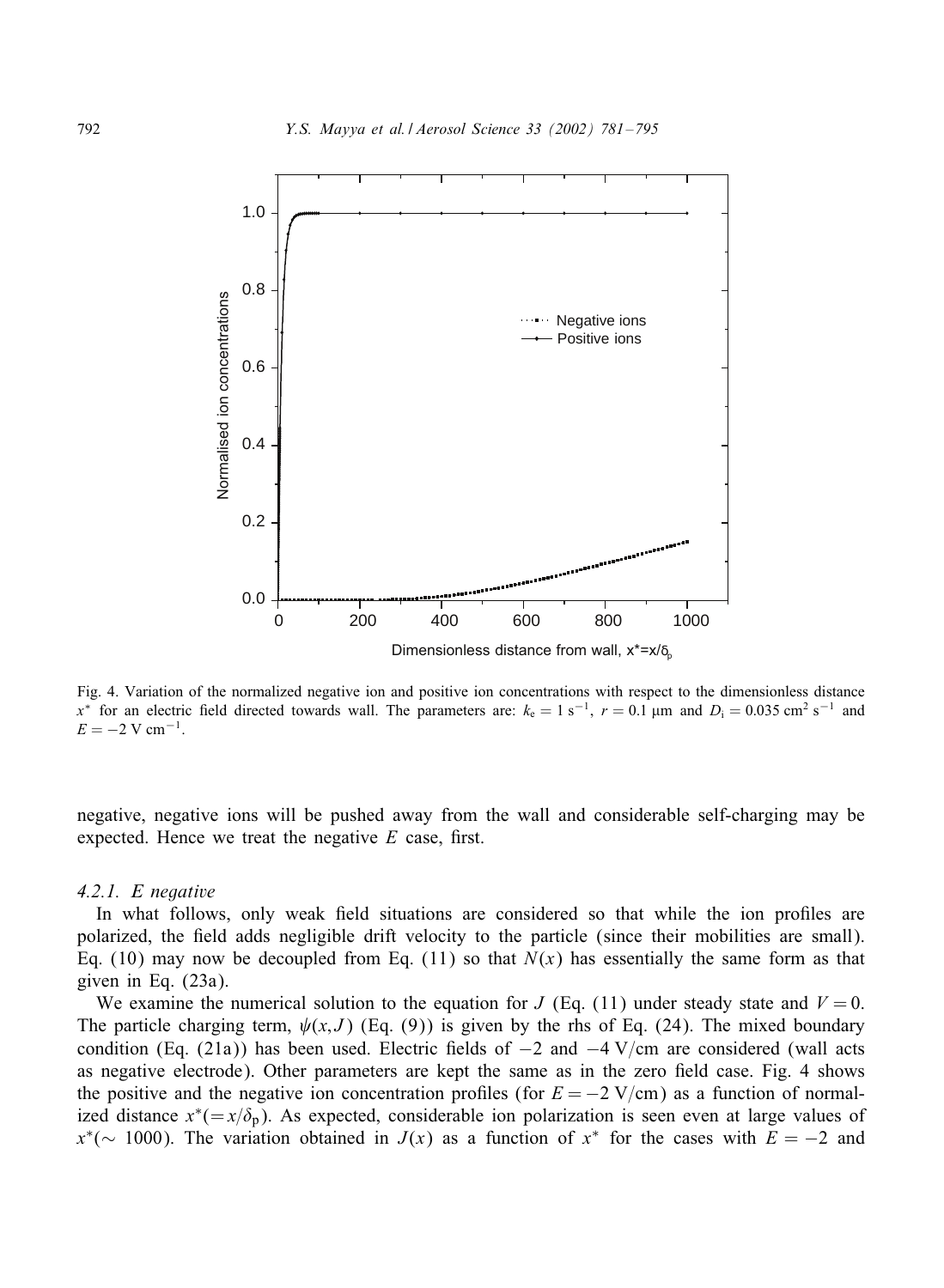Fig. 4. Variation of the normalized negative ion and positive ion concentrations with respect to the dimensionless distance $x^*$ for an electric field directed towards wall. The parameters are: $k_e = 1\ \mathrm{s}^{-1}$, $r = 0.1\ \mu\mathrm{m}$ and $D_i = 0.035\ \mathrm{cm}^2\ \mathrm{s}^{-1}$ and $E = -2\ \mathrm{V\ cm}^{-1}$.

negative, negative ions will be pushed away from the wall and considerable self-charging may be expected. Hence we treat the negative $E$ case, first.

#### 4.2.1. E negative

In what follows, only weak field situations are considered so that while the ion profiles are polarized, the field adds negligible drift velocity to the particle (since their mobilities are small). Eq. (10) may now be decoupled from Eq. (11) so that $N(x)$ has essentially the same form as that given in Eq. (23a).

We examine the numerical solution to the equation for $J$ (Eq. (11) under steady state and $V = 0$. The particle charging term, $\psi(x, J)$ (Eq. (9)) is given by the rhs of Eq. (24). The mixed boundary condition (Eq. (21a)) has been used. Electric fields of $-2$ and $-4$ V/cm are considered (wall acts as negative electrode). Other parameters are kept the same as in the zero field case. Fig. 4 shows the positive and the negative ion concentration profiles (for $E = -2$ V/cm) as a function of normalized distance $x^*(= x/\delta_p)$. As expected, considerable ion polarization is seen even at large values of $x^*(\sim 1000)$. The variation obtained in $J(x)$ as a function of $x^*$ for the cases with $E = -2$ and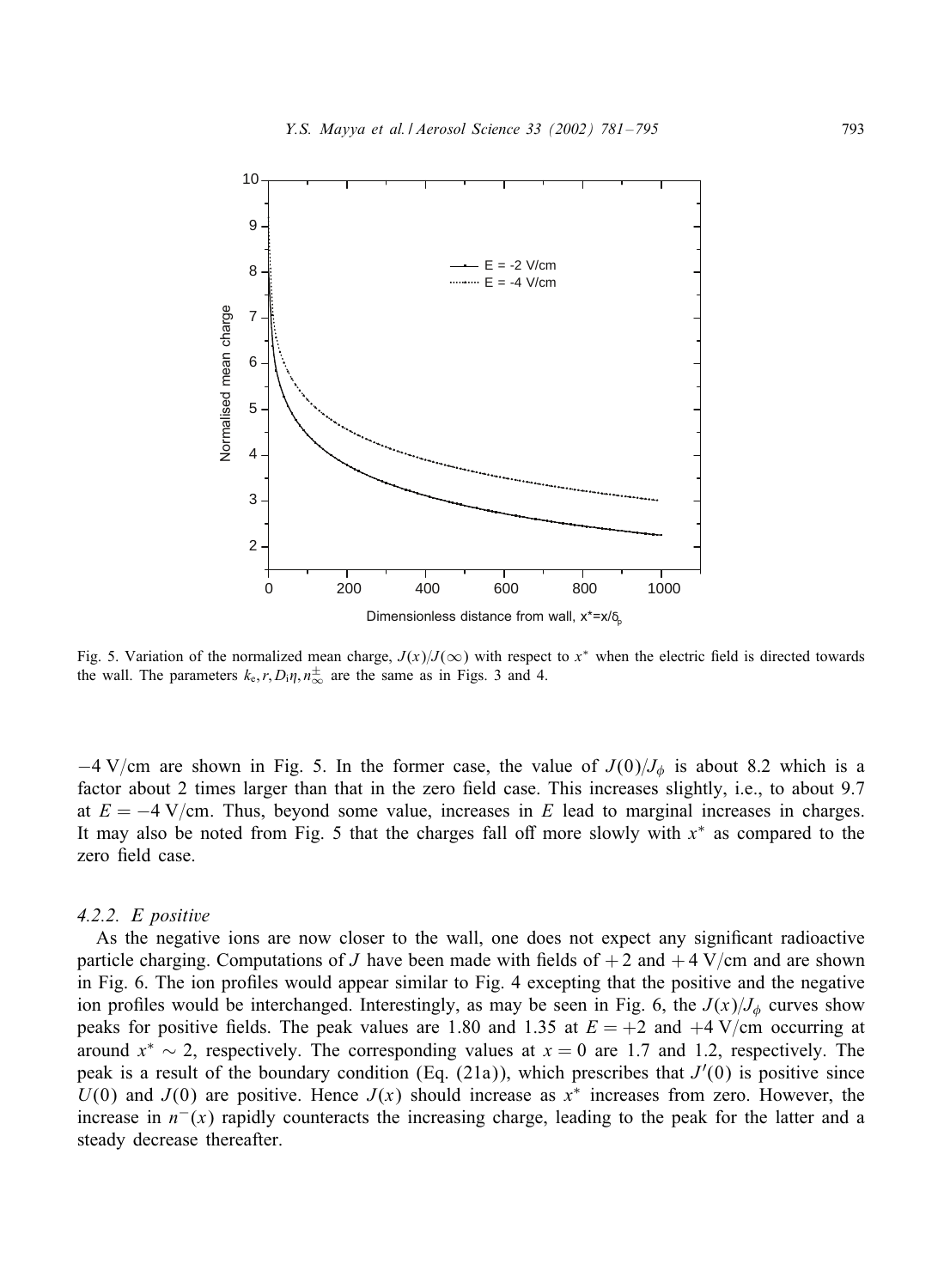Fig. 5. Variation of the normalized mean charge, $J(x)/J(\infty)$ with respect to $x^*$ when the electric field is directed towards the wall. The parameters $k_e, r, D_i\eta, n_\infty^\pm$ are the same as in Figs. 3 and 4.

$-4$ V/cm are shown in Fig. 5. In the former case, the value of $J(0)/J_\phi$ is about 8.2 which is a factor about 2 times larger than that in the zero field case. This increases slightly, i.e., to about 9.7 at $E = -4$ V/cm. Thus, beyond some value, increases in $E$ lead to marginal increases in charges. It may also be noted from Fig. 5 that the charges fall off more slowly with $x^*$ as compared to the zero field case.

#### 4.2.2. *E positive*

As the negative ions are now closer to the wall, one does not expect any significant radioactive particle charging. Computations of $J$ have been made with fields of $+2$ and $+4$ V/cm and are shown in Fig. 6. The ion profiles would appear similar to Fig. 4 excepting that the positive and the negative ion profiles would be interchanged. Interestingly, as may be seen in Fig. 6, the $J(x)/J_\phi$ curves show peaks for positive fields. The peak values are 1.80 and 1.35 at $E = +2$ and $+4$ V/cm occurring at around $x^* \sim 2$, respectively. The corresponding values at $x = 0$ are 1.7 and 1.2, respectively. The peak is a result of the boundary condition (Eq. (21a)), which prescribes that $J'(0)$ is positive since $U(0)$ and $J(0)$ are positive. Hence $J(x)$ should increase as $x^*$ increases from zero. However, the increase in $n^-(x)$ rapidly counteracts the increasing charge, leading to the peak for the latter and a steady decrease thereafter.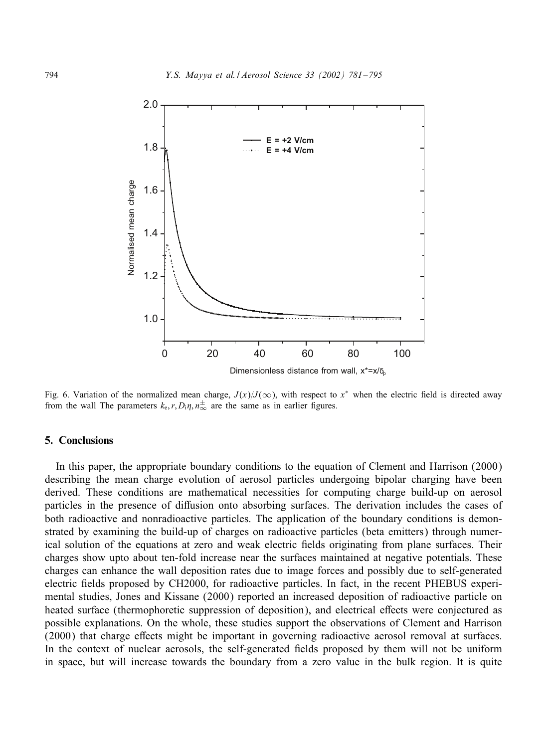Fig. 6. Variation of the normalized mean charge, $J(x)/J(\infty)$, with respect to $x^*$ when the electric field is directed away from the wall The parameters $k_e, r, D_i\eta, n_\infty^\pm$ are the same as in earlier figures.

## 5. Conclusions

In this paper, the appropriate boundary conditions to the equation of Clement and Harrison (2000) describing the mean charge evolution of aerosol particles undergoing bipolar charging have been derived. These conditions are mathematical necessities for computing charge build-up on aerosol particles in the presence of diffusion onto absorbing surfaces. The derivation includes the cases of both radioactive and nonradioactive particles. The application of the boundary conditions is demonstrated by examining the build-up of charges on radioactive particles (beta emitters) through numerical solution of the equations at zero and weak electric fields originating from plane surfaces. Their charges show upto about ten-fold increase near the surfaces maintained at negative potentials. These charges can enhance the wall deposition rates due to image forces and possibly due to self-generated electric fields proposed by CH2000, for radioactive particles. In fact, in the recent PHEBUS experimental studies, Jones and Kissane (2000) reported an increased deposition of radioactive particle on heated surface (thermophoretic suppression of deposition), and electrical effects were conjectured as possible explanations. On the whole, these studies support the observations of Clement and Harrison (2000) that charge effects might be important in governing radioactive aerosol removal at surfaces. In the context of nuclear aerosols, the self-generated fields proposed by them will not be uniform in space, but will increase towards the boundary from a zero value in the bulk region. It is quite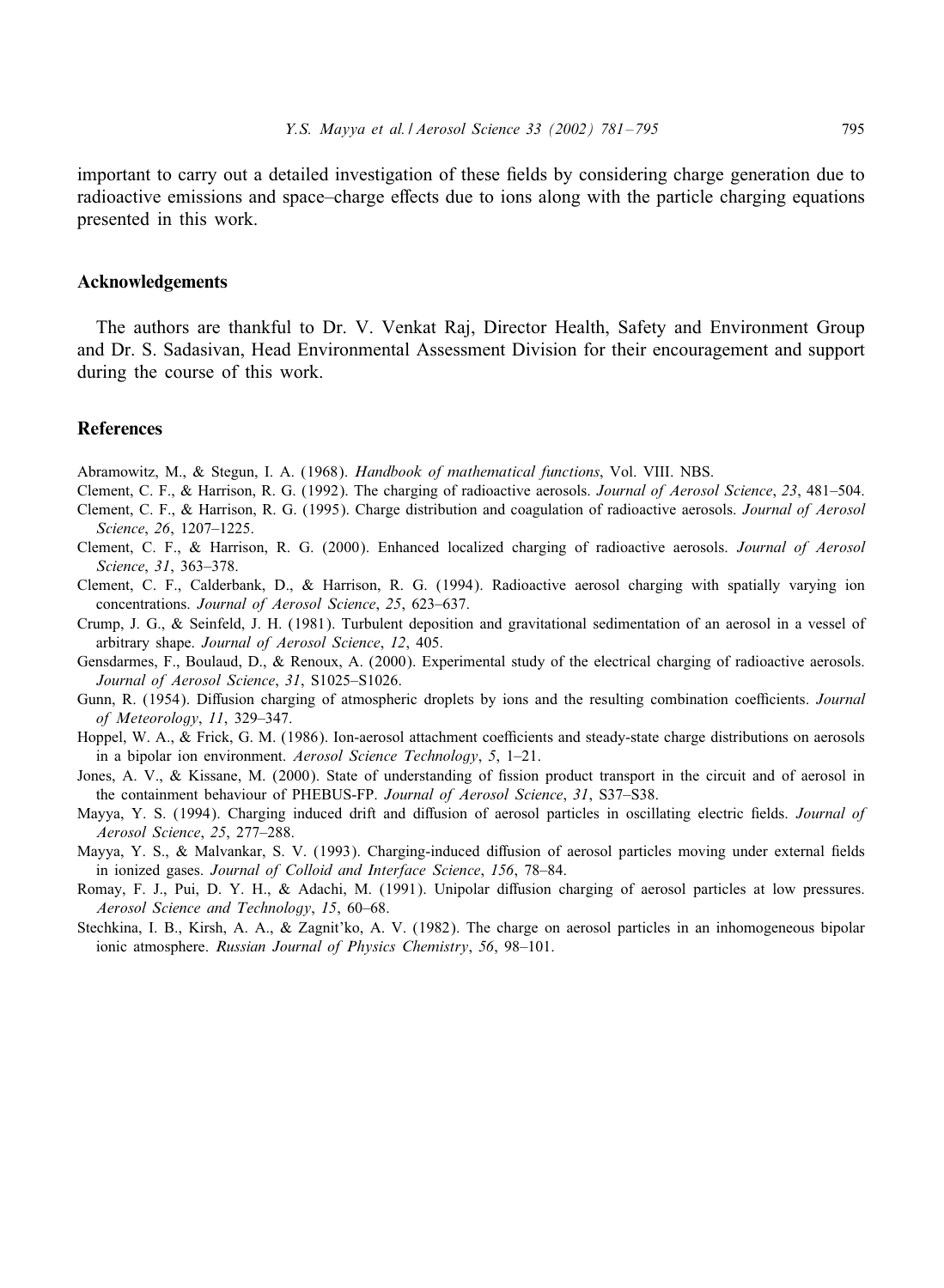important to carry out a detailed investigation of these fields by considering charge generation due to radioactive emissions and space–charge effects due to ions along with the particle charging equations presented in this work.

## Acknowledgements

The authors are thankful to Dr. V. Venkat Raj, Director Health, Safety and Environment Group and Dr. S. Sadasivan, Head Environmental Assessment Division for their encouragement and support during the course of this work.

## References

Abramowitz, M., & Stegun, I. A. (1968). *Handbook of mathematical functions*, Vol. VIII. NBS.

Clement, C. F., & Harrison, R. G. (1992). The charging of radioactive aerosols. *Journal of Aerosol Science*, *23*, 481–504.

Clement, C. F., & Harrison, R. G. (1995). Charge distribution and coagulation of radioactive aerosols. *Journal of Aerosol Science*, *26*, 1207–1225.

Clement, C. F., & Harrison, R. G. (2000). Enhanced localized charging of radioactive aerosols. *Journal of Aerosol Science*, *31*, 363–378.

Clement, C. F., Calderbank, D., & Harrison, R. G. (1994). Radioactive aerosol charging with spatially varying ion concentrations. *Journal of Aerosol Science*, *25*, 623–637.

Crump, J. G., & Seinfeld, J. H. (1981). Turbulent deposition and gravitational sedimentation of an aerosol in a vessel of arbitrary shape. *Journal of Aerosol Science*, *12*, 405.

Gensdarmes, F., Boulaud, D., & Renoux, A. (2000). Experimental study of the electrical charging of radioactive aerosols. *Journal of Aerosol Science*, *31*, S1025–S1026.

Gunn, R. (1954). Diffusion charging of atmospheric droplets by ions and the resulting combination coefficients. *Journal of Meteorology*, *11*, 329–347.

Hoppel, W. A., & Frick, G. M. (1986). Ion-aerosol attachment coefficients and steady-state charge distributions on aerosols in a bipolar ion environment. *Aerosol Science Technology*, *5*, 1–21.

Jones, A. V., & Kissane, M. (2000). State of understanding of fission product transport in the circuit and of aerosol in the containment behaviour of PHEBUS-FP. *Journal of Aerosol Science*, *31*, S37–S38.

Mayya, Y. S. (1994). Charging induced drift and diffusion of aerosol particles in oscillating electric fields. *Journal of Aerosol Science*, *25*, 277–288.

Mayya, Y. S., & Malvankar, S. V. (1993). Charging-induced diffusion of aerosol particles moving under external fields in ionized gases. *Journal of Colloid and Interface Science*, *156*, 78–84.

Romay, F. J., Pui, D. Y. H., & Adachi, M. (1991). Unipolar diffusion charging of aerosol particles at low pressures. *Aerosol Science and Technology*, *15*, 60–68.

Stechkina, I. B., Kirsh, A. A., & Zagnit'ko, A. V. (1982). The charge on aerosol particles in an inhomogeneous bipolar ionic atmosphere. *Russian Journal of Physics Chemistry*, *56*, 98–101.